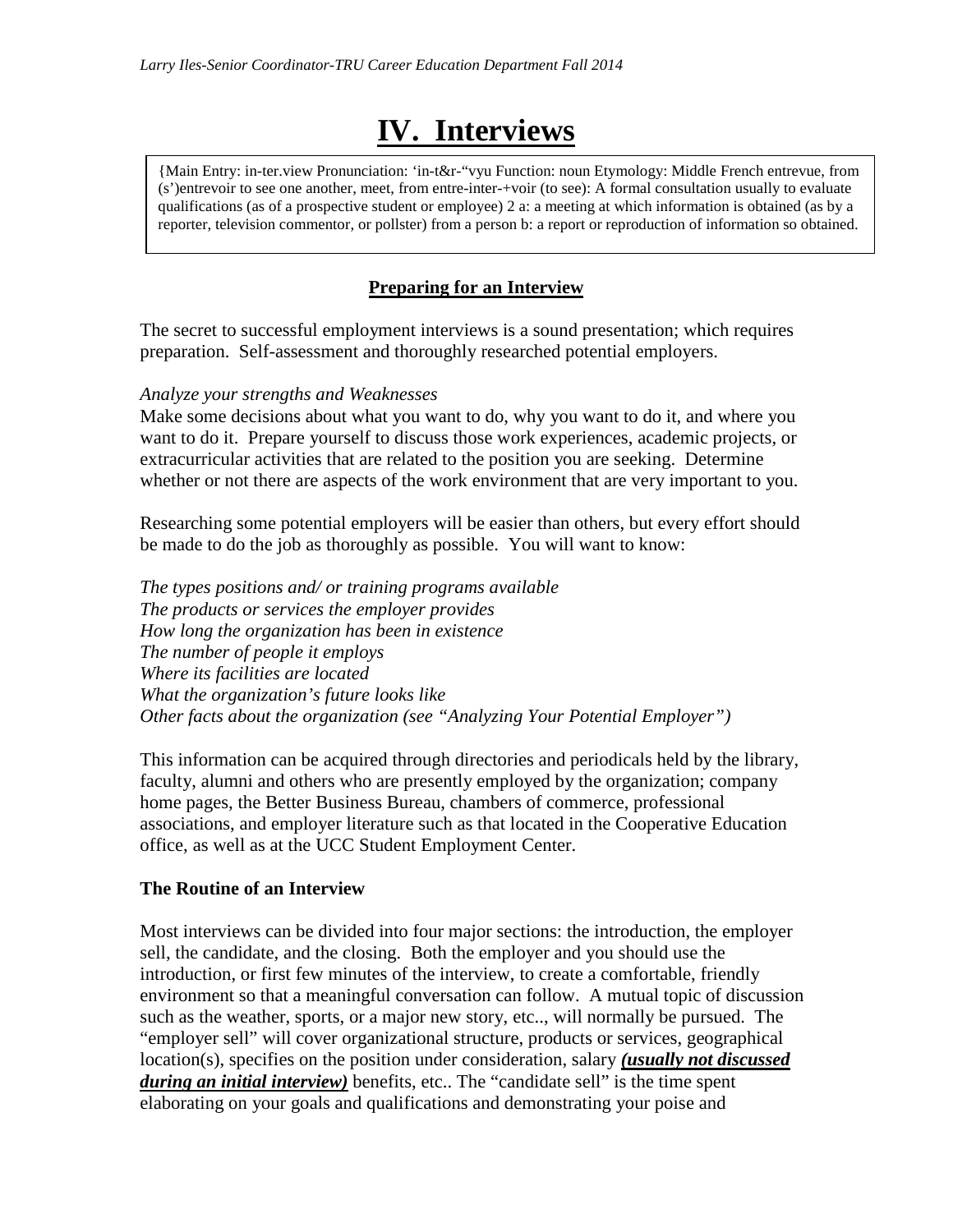# IV. Interviews

{Main Entry: in-ter.view Pronunciation: 'in-t&r-"vyu Function: noun Etymology: Middle French entrevue, from (s')entrevoir to see one another, meet, from entre-inter-+voir (to see): A formal consultation usually to evaluate qualifications (as of a prospective student or employee) 2 a: a meeting at which information is obtained (as by a reporter, television commentor, or pollster) from a person b: a report or reproduction of information so obtained.

## Preparing for an Interview

The secret to successful employment interviews is a sound presentation; which requires preparation. Self-assessment and thoroughly researched potential employers.

*Analyze your strengths and Weaknesses*

Make some decisions about what you want to do, why you want to do it, and where you want to do it. Prepare yourself to discuss those work experiences, academic projects, or extracurricular activities that are related to the position you are seeking. Determine whether or not there are aspects of the work environment that are very important to you.

Researching some potential employers will be easier than others, but every effort should be made to do the job as thoroughly as possible. You will want to know:

*The types positions and/ or training programs available*
*The products or services the employer provides*
*How long the organization has been in existence*
*The number of people it employs*
*Where its facilities are located*
*What the organization's future looks like*
*Other facts about the organization (see "Analyzing Your Potential Employer")*

This information can be acquired through directories and periodicals held by the library, faculty, alumni and others who are presently employed by the organization; company home pages, the Better Business Bureau, chambers of commerce, professional associations, and employer literature such as that located in the Cooperative Education office, as well as at the UCC Student Employment Center.

### The Routine of an Interview

Most interviews can be divided into four major sections: the introduction, the employer sell, the candidate, and the closing. Both the employer and you should use the introduction, or first few minutes of the interview, to create a comfortable, friendly environment so that a meaningful conversation can follow. A mutual topic of discussion such as the weather, sports, or a major new story, etc.., will normally be pursued. The "employer sell" will cover organizational structure, products or services, geographical location(s), specifies on the position under consideration, salary ***(usually not discussed during an initial interview)*** benefits, etc.. The "candidate sell" is the time spent elaborating on your goals and qualifications and demonstrating your poise and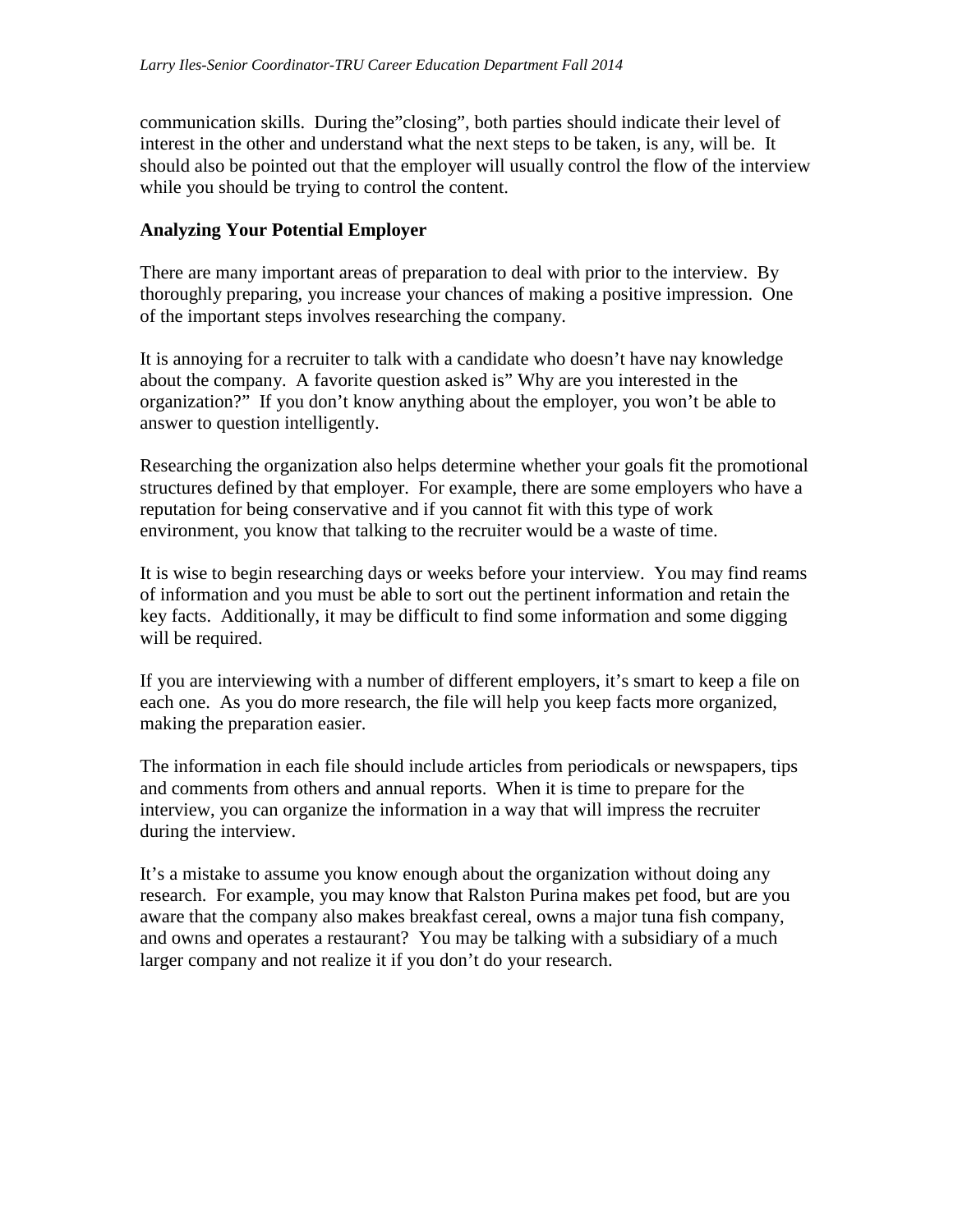communication skills. During the"closing", both parties should indicate their level of interest in the other and understand what the next steps to be taken, is any, will be. It should also be pointed out that the employer will usually control the flow of the interview while you should be trying to control the content.

**Analyzing Your Potential Employer**

There are many important areas of preparation to deal with prior to the interview. By thoroughly preparing, you increase your chances of making a positive impression. One of the important steps involves researching the company.

It is annoying for a recruiter to talk with a candidate who doesn't have nay knowledge about the company. A favorite question asked is" Why are you interested in the organization?" If you don't know anything about the employer, you won't be able to answer to question intelligently.

Researching the organization also helps determine whether your goals fit the promotional structures defined by that employer. For example, there are some employers who have a reputation for being conservative and if you cannot fit with this type of work environment, you know that talking to the recruiter would be a waste of time.

It is wise to begin researching days or weeks before your interview. You may find reams of information and you must be able to sort out the pertinent information and retain the key facts. Additionally, it may be difficult to find some information and some digging will be required.

If you are interviewing with a number of different employers, it's smart to keep a file on each one. As you do more research, the file will help you keep facts more organized, making the preparation easier.

The information in each file should include articles from periodicals or newspapers, tips and comments from others and annual reports. When it is time to prepare for the interview, you can organize the information in a way that will impress the recruiter during the interview.

It's a mistake to assume you know enough about the organization without doing any research. For example, you may know that Ralston Purina makes pet food, but are you aware that the company also makes breakfast cereal, owns a major tuna fish company, and owns and operates a restaurant? You may be talking with a subsidiary of a much larger company and not realize it if you don't do your research.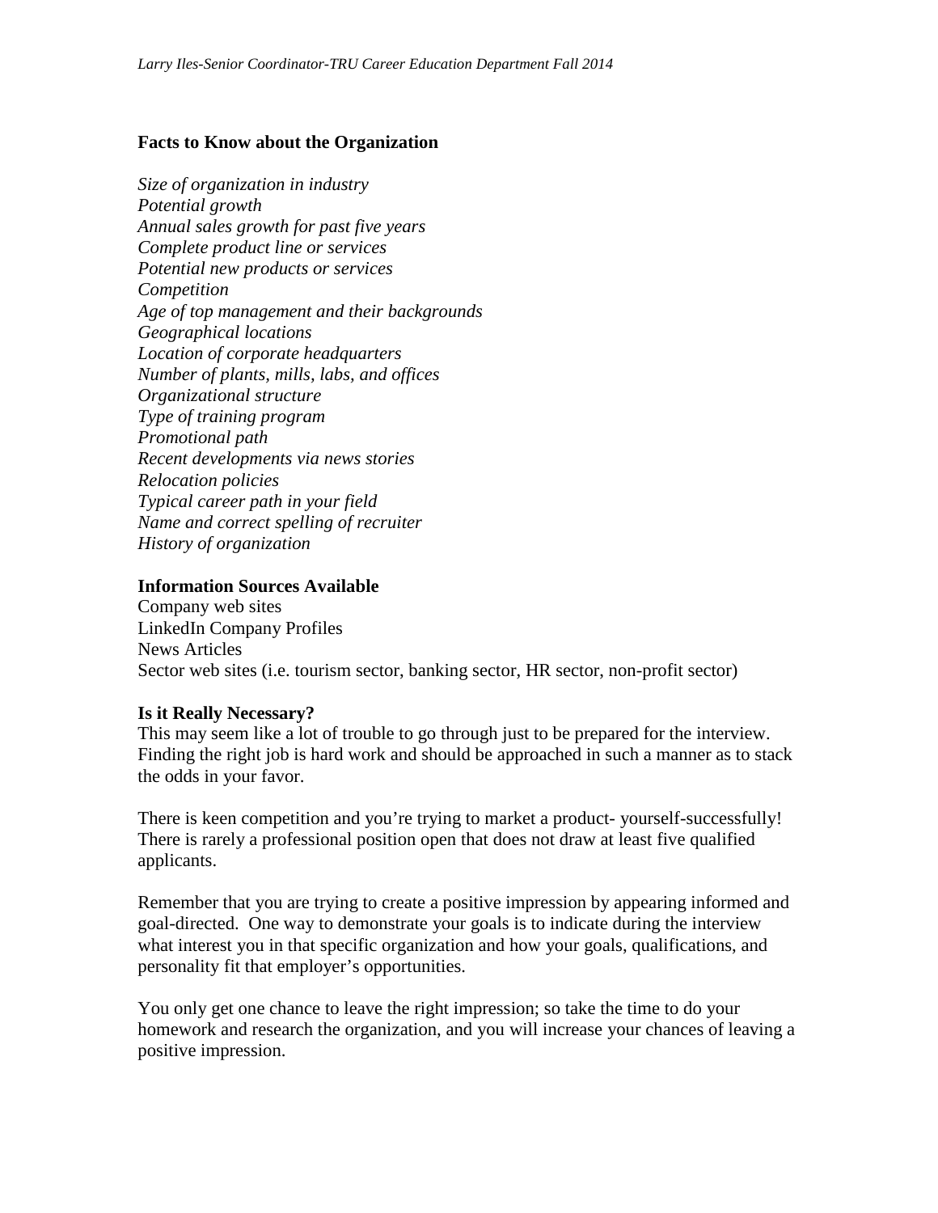**Facts to Know about the Organization**

*Size of organization in industry*
*Potential growth*
*Annual sales growth for past five years*
*Complete product line or services*
*Potential new products or services*
*Competition*
*Age of top management and their backgrounds*
*Geographical locations*
*Location of corporate headquarters*
*Number of plants, mills, labs, and offices*
*Organizational structure*
*Type of training program*
*Promotional path*
*Recent developments via news stories*
*Relocation policies*
*Typical career path in your field*
*Name and correct spelling of recruiter*
*History of organization*

**Information Sources Available**
Company web sites
LinkedIn Company Profiles
News Articles
Sector web sites (i.e. tourism sector, banking sector, HR sector, non-profit sector)

**Is it Really Necessary?**
This may seem like a lot of trouble to go through just to be prepared for the interview. Finding the right job is hard work and should be approached in such a manner as to stack the odds in your favor.

There is keen competition and you're trying to market a product- yourself-successfully! There is rarely a professional position open that does not draw at least five qualified applicants.

Remember that you are trying to create a positive impression by appearing informed and goal-directed. One way to demonstrate your goals is to indicate during the interview what interest you in that specific organization and how your goals, qualifications, and personality fit that employer's opportunities.

You only get one chance to leave the right impression; so take the time to do your homework and research the organization, and you will increase your chances of leaving a positive impression.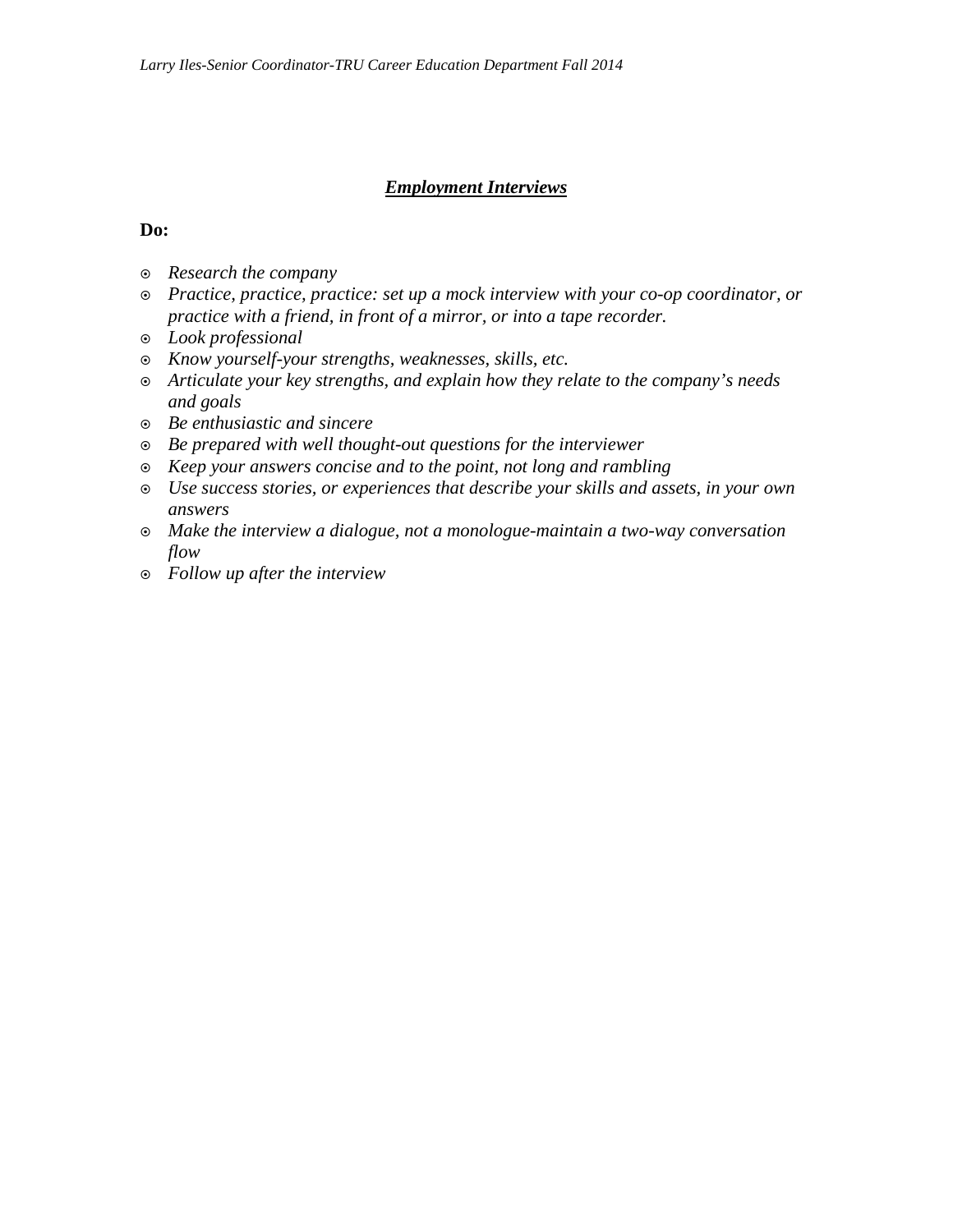## ***Employment Interviews***

**Do:**

- *Research the company*
- *Practice, practice, practice: set up a mock interview with your co-op coordinator, or practice with a friend, in front of a mirror, or into a tape recorder.*
- *Look professional*
- *Know yourself-your strengths, weaknesses, skills, etc.*
- *Articulate your key strengths, and explain how they relate to the company's needs and goals*
- *Be enthusiastic and sincere*
- *Be prepared with well thought-out questions for the interviewer*
- *Keep your answers concise and to the point, not long and rambling*
- *Use success stories, or experiences that describe your skills and assets, in your own answers*
- *Make the interview a dialogue, not a monologue-maintain a two-way conversation flow*
- *Follow up after the interview*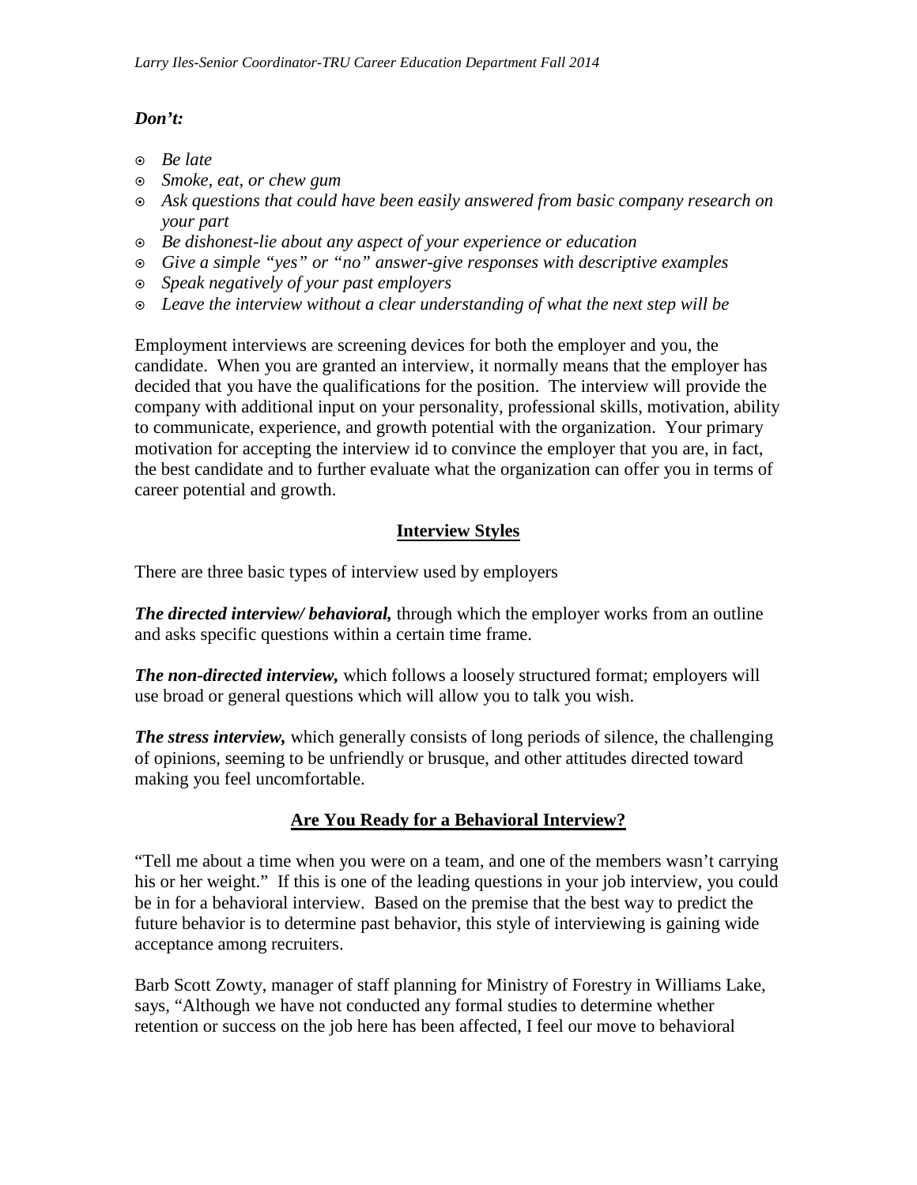***Don't:***

- *Be late*
- *Smoke, eat, or chew gum*
- *Ask questions that could have been easily answered from basic company research on your part*
- *Be dishonest-lie about any aspect of your experience or education*
- *Give a simple "yes" or "no" answer-give responses with descriptive examples*
- *Speak negatively of your past employers*
- *Leave the interview without a clear understanding of what the next step will be*

Employment interviews are screening devices for both the employer and you, the candidate. When you are granted an interview, it normally means that the employer has decided that you have the qualifications for the position. The interview will provide the company with additional input on your personality, professional skills, motivation, ability to communicate, experience, and growth potential with the organization. Your primary motivation for accepting the interview id to convince the employer that you are, in fact, the best candidate and to further evaluate what the organization can offer you in terms of career potential and growth.

## Interview Styles

There are three basic types of interview used by employers

***The directed interview/ behavioral,*** through which the employer works from an outline and asks specific questions within a certain time frame.

***The non-directed interview,*** which follows a loosely structured format; employers will use broad or general questions which will allow you to talk you wish.

***The stress interview,*** which generally consists of long periods of silence, the challenging of opinions, seeming to be unfriendly or brusque, and other attitudes directed toward making you feel uncomfortable.

## Are You Ready for a Behavioral Interview?

"Tell me about a time when you were on a team, and one of the members wasn't carrying his or her weight." If this is one of the leading questions in your job interview, you could be in for a behavioral interview. Based on the premise that the best way to predict the future behavior is to determine past behavior, this style of interviewing is gaining wide acceptance among recruiters.

Barb Scott Zowty, manager of staff planning for Ministry of Forestry in Williams Lake, says, "Although we have not conducted any formal studies to determine whether retention or success on the job here has been affected, I feel our move to behavioral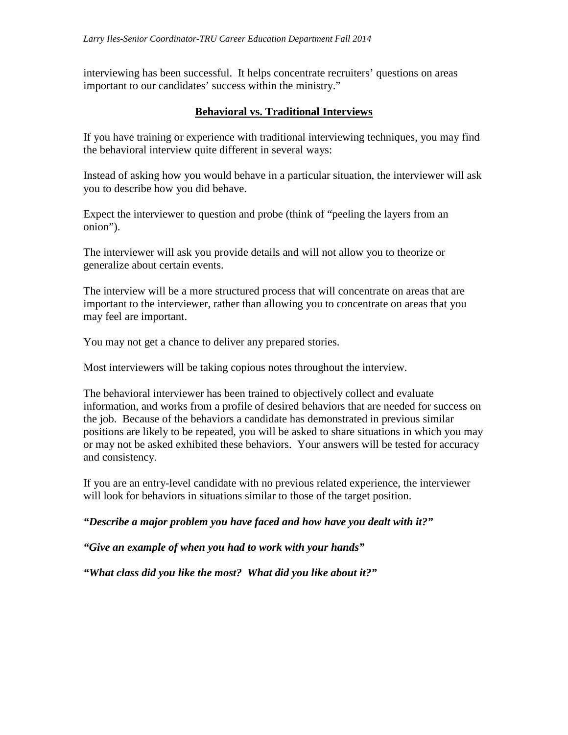interviewing has been successful. It helps concentrate recruiters' questions on areas important to our candidates' success within the ministry."

## **Behavioral vs. Traditional Interviews**

If you have training or experience with traditional interviewing techniques, you may find the behavioral interview quite different in several ways:

Instead of asking how you would behave in a particular situation, the interviewer will ask you to describe how you did behave.

Expect the interviewer to question and probe (think of "peeling the layers from an onion").

The interviewer will ask you provide details and will not allow you to theorize or generalize about certain events.

The interview will be a more structured process that will concentrate on areas that are important to the interviewer, rather than allowing you to concentrate on areas that you may feel are important.

You may not get a chance to deliver any prepared stories.

Most interviewers will be taking copious notes throughout the interview.

The behavioral interviewer has been trained to objectively collect and evaluate information, and works from a profile of desired behaviors that are needed for success on the job. Because of the behaviors a candidate has demonstrated in previous similar positions are likely to be repeated, you will be asked to share situations in which you may or may not be asked exhibited these behaviors. Your answers will be tested for accuracy and consistency.

If you are an entry-level candidate with no previous related experience, the interviewer will look for behaviors in situations similar to those of the target position.

***"Describe a major problem you have faced and how have you dealt with it?"***

***"Give an example of when you had to work with your hands"***

***"What class did you like the most? What did you like about it?"***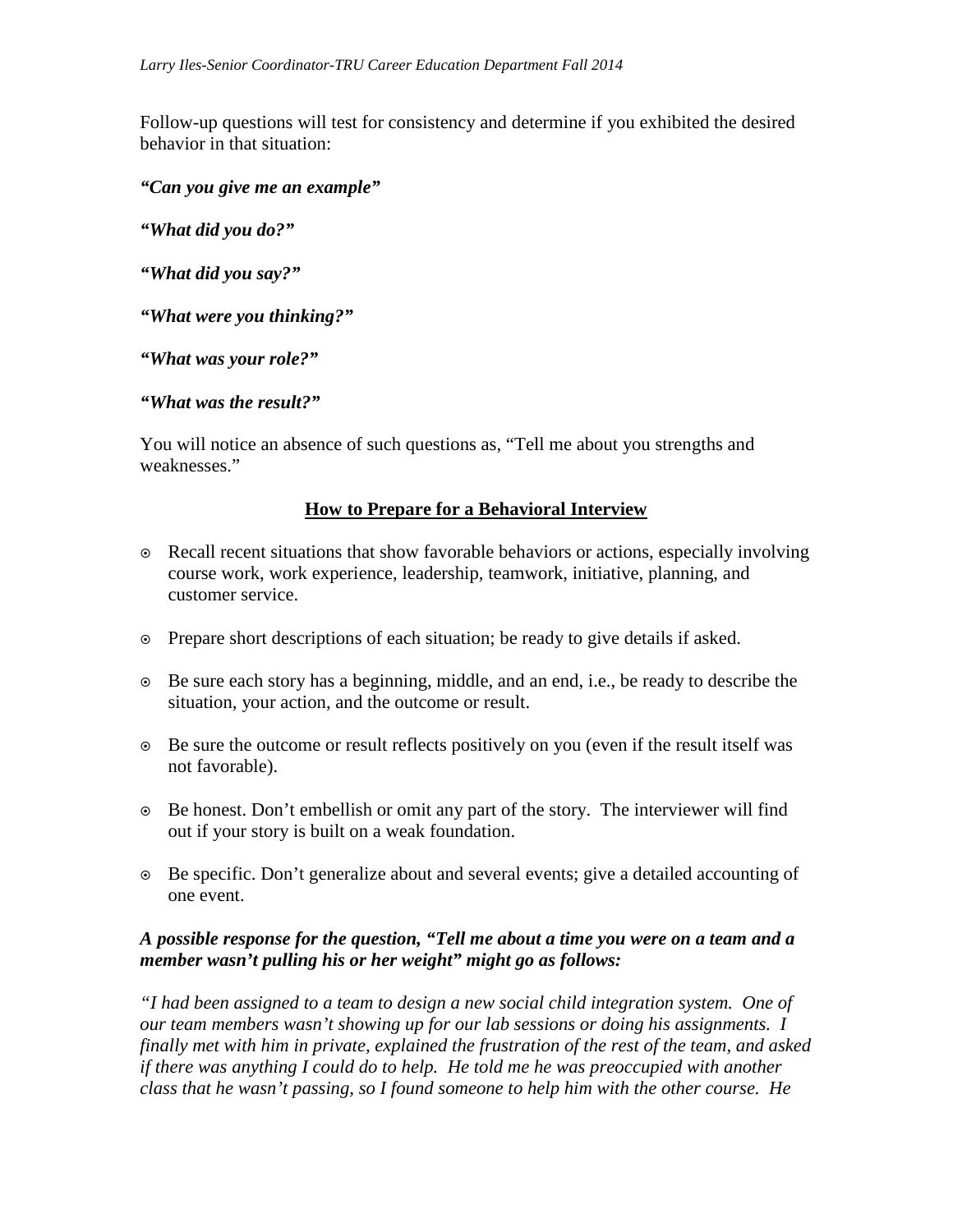Follow-up questions will test for consistency and determine if you exhibited the desired behavior in that situation:

***"Can you give me an example"***

***"What did you do?"***

***"What did you say?"***

***"What were you thinking?"***

***"What was your role?"***

***"What was the result?"***

You will notice an absence of such questions as, "Tell me about you strengths and weaknesses."

## How to Prepare for a Behavioral Interview

- Recall recent situations that show favorable behaviors or actions, especially involving course work, work experience, leadership, teamwork, initiative, planning, and customer service.
- Prepare short descriptions of each situation; be ready to give details if asked.
- Be sure each story has a beginning, middle, and an end, i.e., be ready to describe the situation, your action, and the outcome or result.
- Be sure the outcome or result reflects positively on you (even if the result itself was not favorable).
- Be honest. Don't embellish or omit any part of the story. The interviewer will find out if your story is built on a weak foundation.
- Be specific. Don't generalize about and several events; give a detailed accounting of one event.

***A possible response for the question, "Tell me about a time you were on a team and a member wasn't pulling his or her weight" might go as follows:***

*"I had been assigned to a team to design a new social child integration system. One of our team members wasn't showing up for our lab sessions or doing his assignments. I finally met with him in private, explained the frustration of the rest of the team, and asked if there was anything I could do to help. He told me he was preoccupied with another class that he wasn't passing, so I found someone to help him with the other course. He*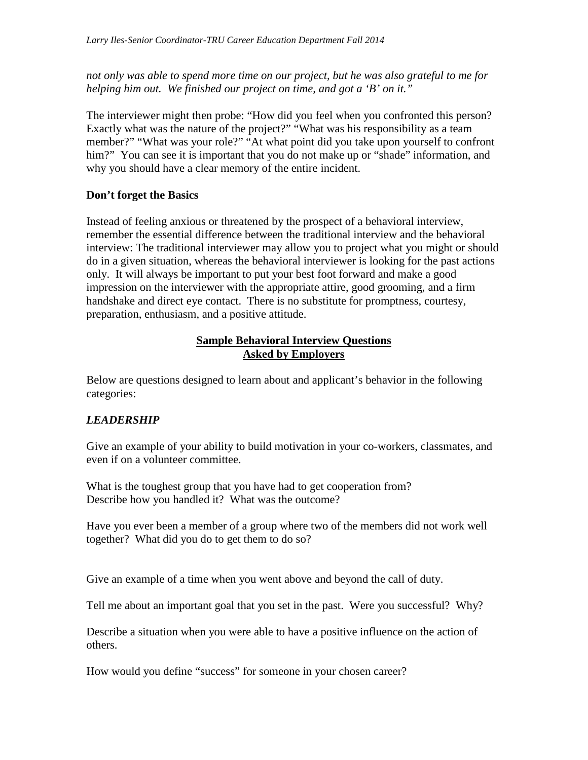*not only was able to spend more time on our project, but he was also grateful to me for helping him out. We finished our project on time, and got a 'B' on it."*

The interviewer might then probe: "How did you feel when you confronted this person? Exactly what was the nature of the project?" "What was his responsibility as a team member?" "What was your role?" "At what point did you take upon yourself to confront him?" You can see it is important that you do not make up or "shade" information, and why you should have a clear memory of the entire incident.

**Don't forget the Basics**

Instead of feeling anxious or threatened by the prospect of a behavioral interview, remember the essential difference between the traditional interview and the behavioral interview: The traditional interviewer may allow you to project what you might or should do in a given situation, whereas the behavioral interviewer is looking for the past actions only. It will always be important to put your best foot forward and make a good impression on the interviewer with the appropriate attire, good grooming, and a firm handshake and direct eye contact. There is no substitute for promptness, courtesy, preparation, enthusiasm, and a positive attitude.

## Sample Behavioral Interview Questions Asked by Employers

Below are questions designed to learn about and applicant's behavior in the following categories:

### *LEADERSHIP*

Give an example of your ability to build motivation in your co-workers, classmates, and even if on a volunteer committee.

What is the toughest group that you have had to get cooperation from?
Describe how you handled it? What was the outcome?

Have you ever been a member of a group where two of the members did not work well together? What did you do to get them to do so?

Give an example of a time when you went above and beyond the call of duty.

Tell me about an important goal that you set in the past. Were you successful? Why?

Describe a situation when you were able to have a positive influence on the action of others.

How would you define "success" for someone in your chosen career?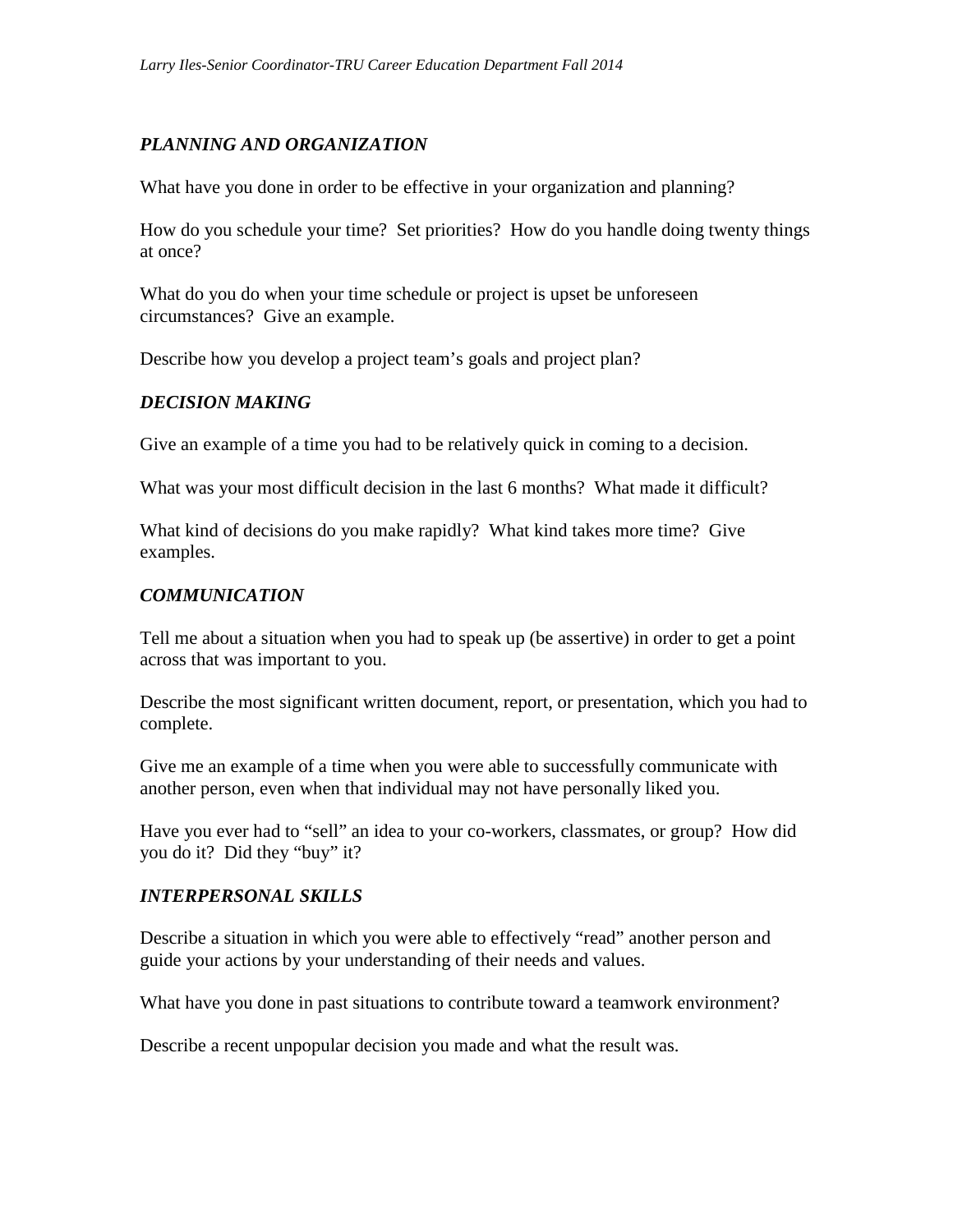### *PLANNING AND ORGANIZATION*

What have you done in order to be effective in your organization and planning?

How do you schedule your time? Set priorities? How do you handle doing twenty things at once?

What do you do when your time schedule or project is upset be unforeseen circumstances? Give an example.

Describe how you develop a project team's goals and project plan?

### *DECISION MAKING*

Give an example of a time you had to be relatively quick in coming to a decision.

What was your most difficult decision in the last 6 months? What made it difficult?

What kind of decisions do you make rapidly? What kind takes more time? Give examples.

### *COMMUNICATION*

Tell me about a situation when you had to speak up (be assertive) in order to get a point across that was important to you.

Describe the most significant written document, report, or presentation, which you had to complete.

Give me an example of a time when you were able to successfully communicate with another person, even when that individual may not have personally liked you.

Have you ever had to "sell" an idea to your co-workers, classmates, or group? How did you do it? Did they "buy" it?

### *INTERPERSONAL SKILLS*

Describe a situation in which you were able to effectively "read" another person and guide your actions by your understanding of their needs and values.

What have you done in past situations to contribute toward a teamwork environment?

Describe a recent unpopular decision you made and what the result was.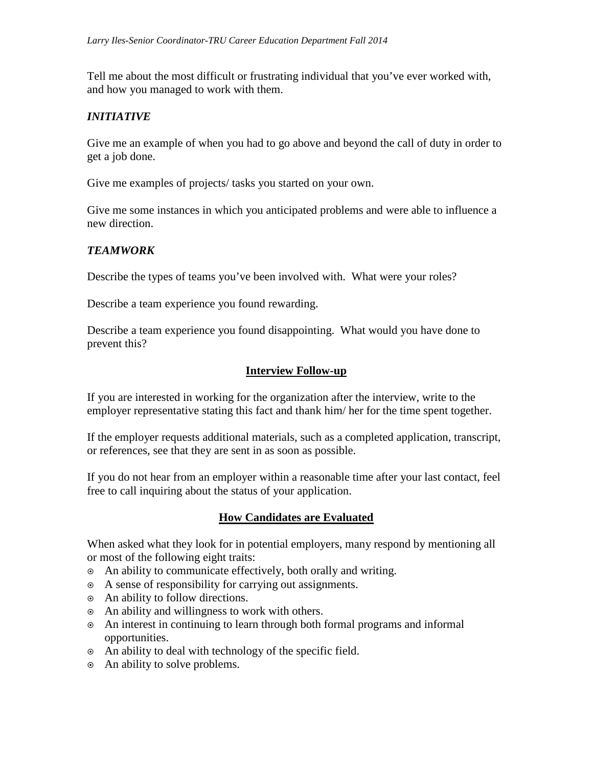Tell me about the most difficult or frustrating individual that you've ever worked with, and how you managed to work with them.

### *INITIATIVE*

Give me an example of when you had to go above and beyond the call of duty in order to get a job done.

Give me examples of projects/ tasks you started on your own.

Give me some instances in which you anticipated problems and were able to influence a new direction.

### *TEAMWORK*

Describe the types of teams you've been involved with. What were your roles?

Describe a team experience you found rewarding.

Describe a team experience you found disappointing. What would you have done to prevent this?

## Interview Follow-up

If you are interested in working for the organization after the interview, write to the employer representative stating this fact and thank him/ her for the time spent together.

If the employer requests additional materials, such as a completed application, transcript, or references, see that they are sent in as soon as possible.

If you do not hear from an employer within a reasonable time after your last contact, feel free to call inquiring about the status of your application.

## How Candidates are Evaluated

When asked what they look for in potential employers, many respond by mentioning all or most of the following eight traits:

- An ability to communicate effectively, both orally and writing.
- A sense of responsibility for carrying out assignments.
- An ability to follow directions.
- An ability and willingness to work with others.
- An interest in continuing to learn through both formal programs and informal opportunities.
- An ability to deal with technology of the specific field.
- An ability to solve problems.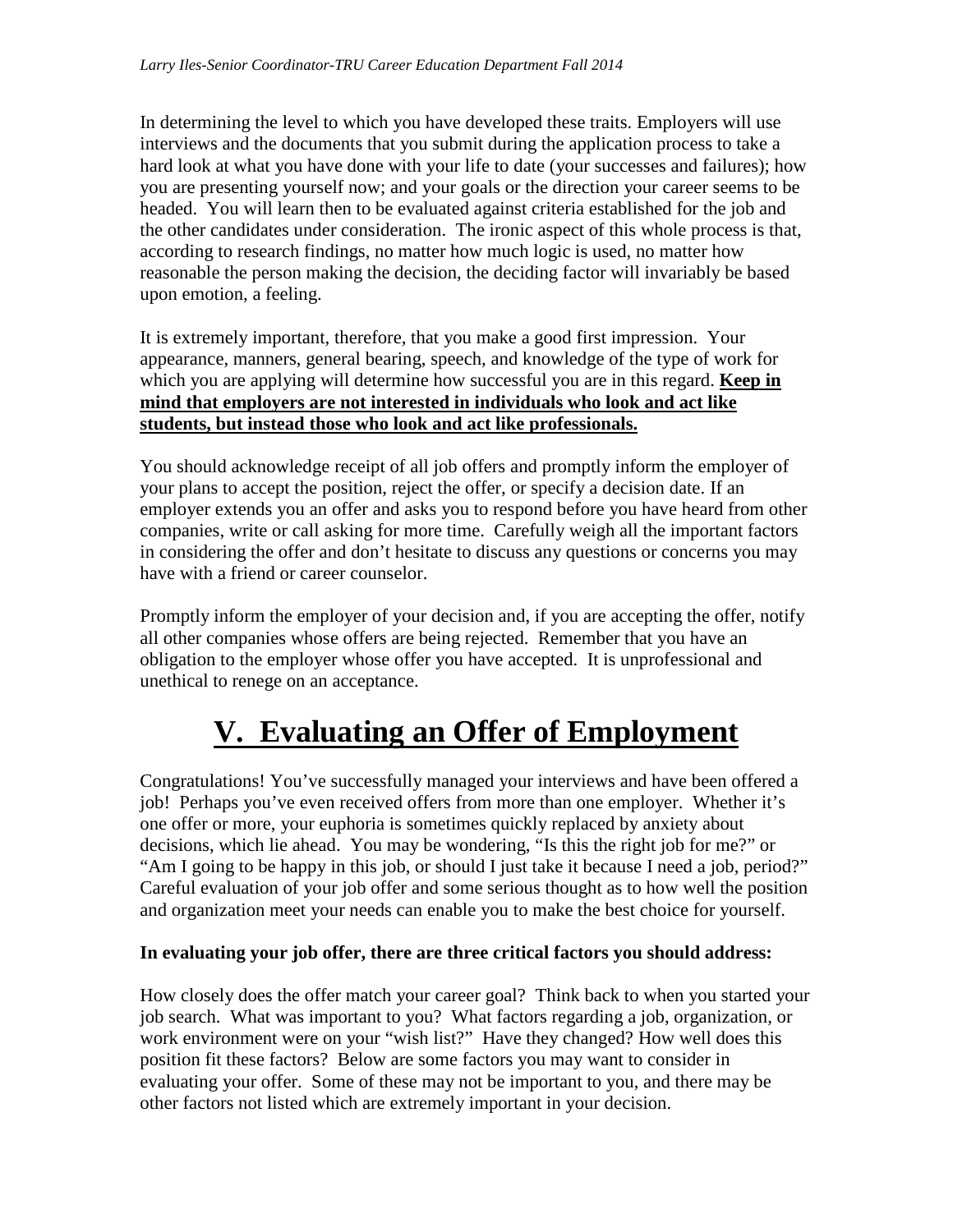In determining the level to which you have developed these traits. Employers will use interviews and the documents that you submit during the application process to take a hard look at what you have done with your life to date (your successes and failures); how you are presenting yourself now; and your goals or the direction your career seems to be headed. You will learn then to be evaluated against criteria established for the job and the other candidates under consideration. The ironic aspect of this whole process is that, according to research findings, no matter how much logic is used, no matter how reasonable the person making the decision, the deciding factor will invariably be based upon emotion, a feeling.

It is extremely important, therefore, that you make a good first impression. Your appearance, manners, general bearing, speech, and knowledge of the type of work for which you are applying will determine how successful you are in this regard. **Keep in mind that employers are not interested in individuals who look and act like students, but instead those who look and act like professionals.**

You should acknowledge receipt of all job offers and promptly inform the employer of your plans to accept the position, reject the offer, or specify a decision date. If an employer extends you an offer and asks you to respond before you have heard from other companies, write or call asking for more time. Carefully weigh all the important factors in considering the offer and don't hesitate to discuss any questions or concerns you may have with a friend or career counselor.

Promptly inform the employer of your decision and, if you are accepting the offer, notify all other companies whose offers are being rejected. Remember that you have an obligation to the employer whose offer you have accepted. It is unprofessional and unethical to renege on an acceptance.

# V. Evaluating an Offer of Employment

Congratulations! You've successfully managed your interviews and have been offered a job! Perhaps you've even received offers from more than one employer. Whether it's one offer or more, your euphoria is sometimes quickly replaced by anxiety about decisions, which lie ahead. You may be wondering, "Is this the right job for me?" or "Am I going to be happy in this job, or should I just take it because I need a job, period?" Careful evaluation of your job offer and some serious thought as to how well the position and organization meet your needs can enable you to make the best choice for yourself.

**In evaluating your job offer, there are three critical factors you should address:**

How closely does the offer match your career goal? Think back to when you started your job search. What was important to you? What factors regarding a job, organization, or work environment were on your "wish list?" Have they changed? How well does this position fit these factors? Below are some factors you may want to consider in evaluating your offer. Some of these may not be important to you, and there may be other factors not listed which are extremely important in your decision.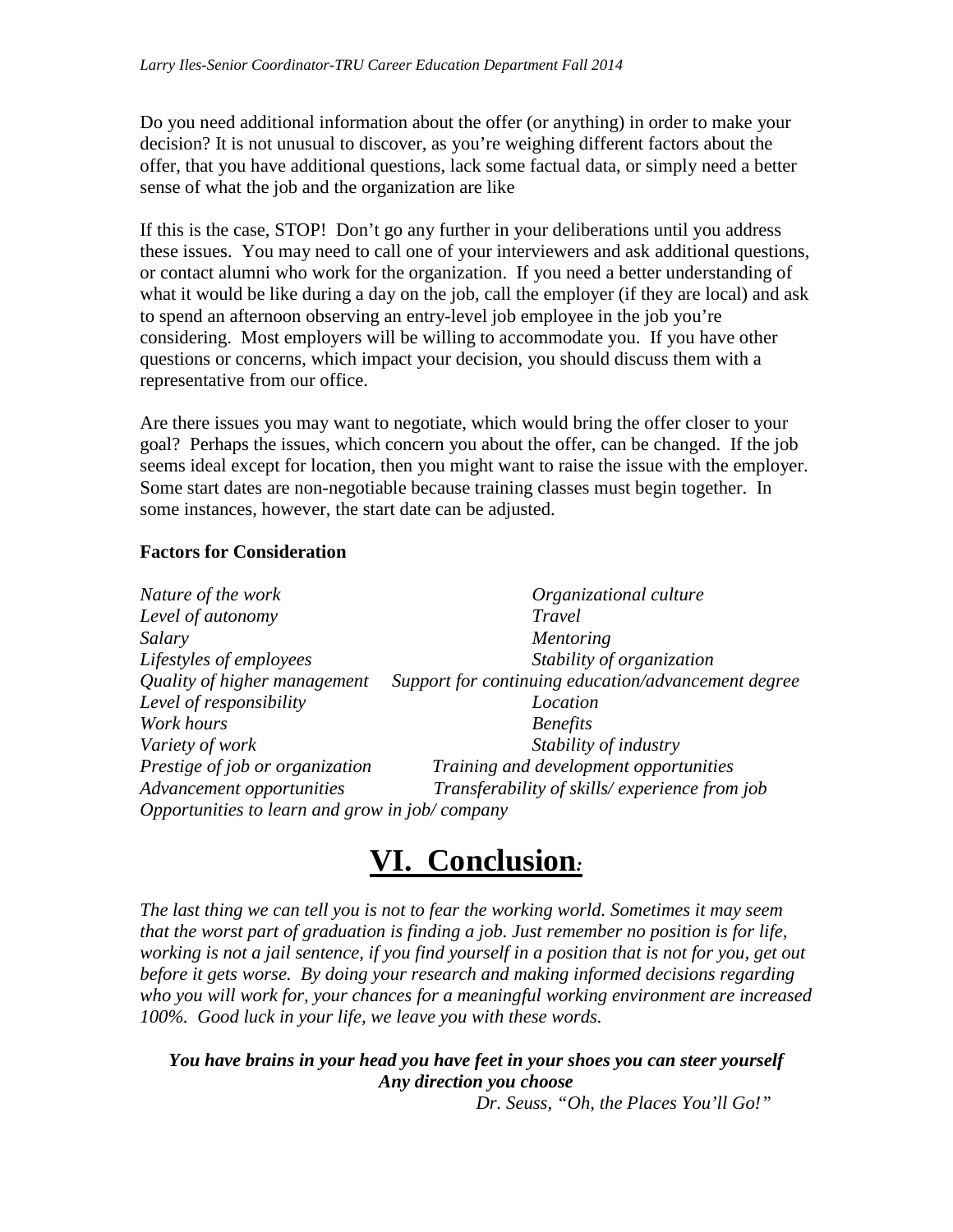Do you need additional information about the offer (or anything) in order to make your decision? It is not unusual to discover, as you're weighing different factors about the offer, that you have additional questions, lack some factual data, or simply need a better sense of what the job and the organization are like

If this is the case, STOP! Don't go any further in your deliberations until you address these issues. You may need to call one of your interviewers and ask additional questions, or contact alumni who work for the organization. If you need a better understanding of what it would be like during a day on the job, call the employer (if they are local) and ask to spend an afternoon observing an entry-level job employee in the job you're considering. Most employers will be willing to accommodate you. If you have other questions or concerns, which impact your decision, you should discuss them with a representative from our office.

Are there issues you may want to negotiate, which would bring the offer closer to your goal? Perhaps the issues, which concern you about the offer, can be changed. If the job seems ideal except for location, then you might want to raise the issue with the employer. Some start dates are non-negotiable because training classes must begin together. In some instances, however, the start date can be adjusted.

**Factors for Consideration**

*Nature of the work*
*Level of autonomy*
*Salary*
*Lifestyles of employees*
*Quality of higher management*
*Level of responsibility*
*Work hours*
*Variety of work*
*Prestige of job or organization*
*Advancement opportunities*
*Opportunities to learn and grow in job/ company*
*Organizational culture*
*Travel*
*Mentoring*
*Stability of organization*
*Support for continuing education/advancement degree*
*Location*
*Benefits*
*Stability of industry*
*Training and development opportunities*
*Transferability of skills/ experience from job*

# VI. Conclusion:

*The last thing we can tell you is not to fear the working world. Sometimes it may seem that the worst part of graduation is finding a job. Just remember no position is for life, working is not a jail sentence, if you find yourself in a position that is not for you, get out before it gets worse. By doing your research and making informed decisions regarding who you will work for, your chances for a meaningful working environment are increased 100%. Good luck in your life, we leave you with these words.*

***You have brains in your head you have feet in your shoes you can steer yourself Any direction you choose***

*Dr. Seuss, "Oh, the Places You'll Go!"*